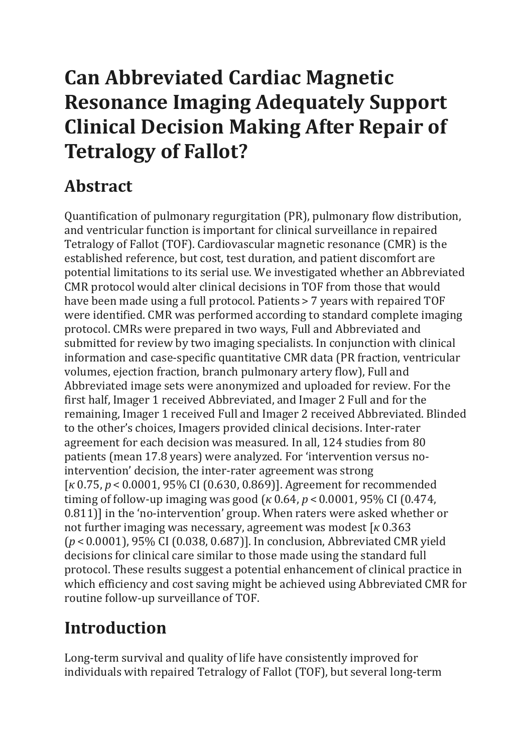# Can Abbreviated Cardiac Magnetic Resonance Imaging Adequately Support Clinical Decision Making After Repair of Tetralogy of Fallot?

## Abstract

Quantification of pulmonary regurgitation (PR), pulmonary flow distribution, and ventricular function is important for clinical surveillance in repaired Tetralogy of Fallot (TOF). Cardiovascular magnetic resonance (CMR) is the established reference, but cost, test duration, and patient discomfort are potential limitations to its serial use. We investigated whether an Abbreviated CMR protocol would alter clinical decisions in TOF from those that would have been made using a full protocol. Patients > 7 years with repaired TOF were identified. CMR was performed according to standard complete imaging protocol. CMRs were prepared in two ways, Full and Abbreviated and submitted for review by two imaging specialists. In conjunction with clinical information and case-specific quantitative CMR data (PR fraction, ventricular volumes, ejection fraction, branch pulmonary artery flow), Full and Abbreviated image sets were anonymized and uploaded for review. For the first half, Imager 1 received Abbreviated, and Imager 2 Full and for the remaining, Imager 1 received Full and Imager 2 received Abbreviated. Blinded to the other's choices, Imagers provided clinical decisions. Inter-rater agreement for each decision was measured. In all, 124 studies from 80 patients (mean 17.8 years) were analyzed. For 'intervention versus no-intervention' decision, the inter-rater agreement was strong [$\kappa$ 0.75, $p < 0.0001$, 95% CI (0.630, 0.869)]. Agreement for recommended timing of follow-up imaging was good ($\kappa$ 0.64, $p < 0.0001$, 95% CI (0.474, 0.811)] in the 'no-intervention' group. When raters were asked whether or not further imaging was necessary, agreement was modest [$\kappa$ 0.363 ($p < 0.0001$), 95% CI (0.038, 0.687)]. In conclusion, Abbreviated CMR yield decisions for clinical care similar to those made using the standard full protocol. These results suggest a potential enhancement of clinical practice in which efficiency and cost saving might be achieved using Abbreviated CMR for routine follow-up surveillance of TOF.

## Introduction

Long-term survival and quality of life have consistently improved for individuals with repaired Tetralogy of Fallot (TOF), but several long-term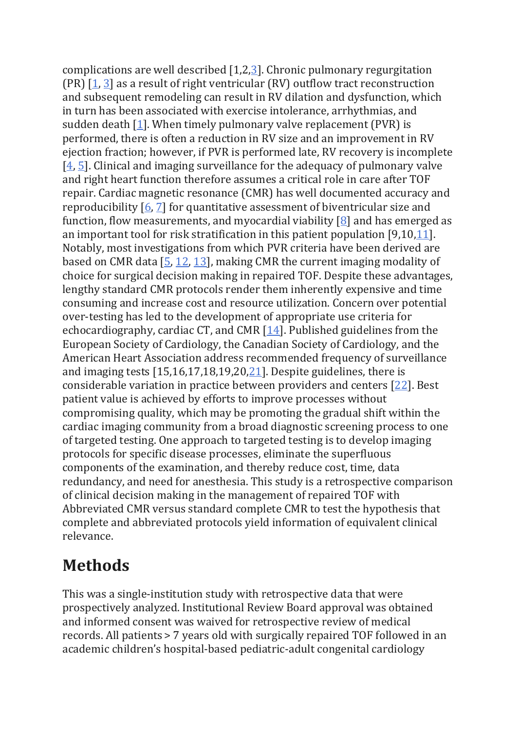complications are well described [1,2,3]. Chronic pulmonary regurgitation (PR) [1, 3] as a result of right ventricular (RV) outflow tract reconstruction and subsequent remodeling can result in RV dilation and dysfunction, which in turn has been associated with exercise intolerance, arrhythmias, and sudden death [1]. When timely pulmonary valve replacement (PVR) is performed, there is often a reduction in RV size and an improvement in RV ejection fraction; however, if PVR is performed late, RV recovery is incomplete [4, 5]. Clinical and imaging surveillance for the adequacy of pulmonary valve and right heart function therefore assumes a critical role in care after TOF repair. Cardiac magnetic resonance (CMR) has well documented accuracy and reproducibility [6, 7] for quantitative assessment of biventricular size and function, flow measurements, and myocardial viability [8] and has emerged as an important tool for risk stratification in this patient population [9,10,11]. Notably, most investigations from which PVR criteria have been derived are based on CMR data [5, 12, 13], making CMR the current imaging modality of choice for surgical decision making in repaired TOF. Despite these advantages, lengthy standard CMR protocols render them inherently expensive and time consuming and increase cost and resource utilization. Concern over potential over-testing has led to the development of appropriate use criteria for echocardiography, cardiac CT, and CMR [14]. Published guidelines from the European Society of Cardiology, the Canadian Society of Cardiology, and the American Heart Association address recommended frequency of surveillance and imaging tests [15,16,17,18,19,20,21]. Despite guidelines, there is considerable variation in practice between providers and centers [22]. Best patient value is achieved by efforts to improve processes without compromising quality, which may be promoting the gradual shift within the cardiac imaging community from a broad diagnostic screening process to one of targeted testing. One approach to targeted testing is to develop imaging protocols for specific disease processes, eliminate the superfluous components of the examination, and thereby reduce cost, time, data redundancy, and need for anesthesia. This study is a retrospective comparison of clinical decision making in the management of repaired TOF with Abbreviated CMR versus standard complete CMR to test the hypothesis that complete and abbreviated protocols yield information of equivalent clinical relevance.

## Methods

This was a single-institution study with retrospective data that were prospectively analyzed. Institutional Review Board approval was obtained and informed consent was waived for retrospective review of medical records. All patients > 7 years old with surgically repaired TOF followed in an academic children's hospital-based pediatric-adult congenital cardiology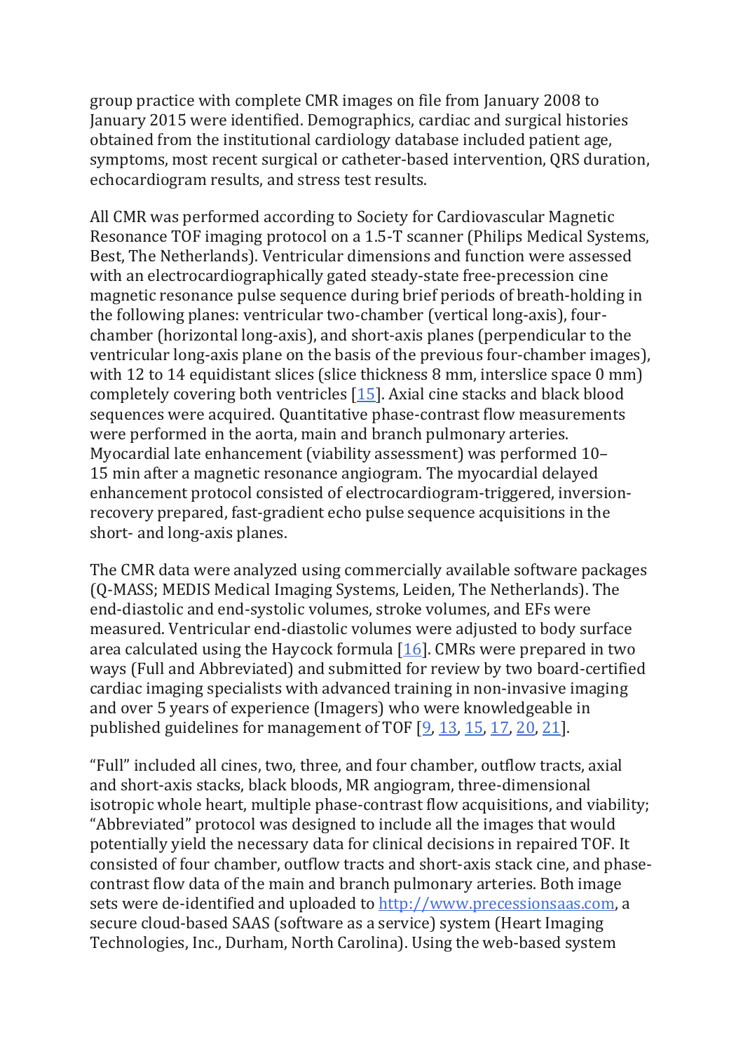group practice with complete CMR images on file from January 2008 to January 2015 were identified. Demographics, cardiac and surgical histories obtained from the institutional cardiology database included patient age, symptoms, most recent surgical or catheter-based intervention, QRS duration, echocardiogram results, and stress test results.

All CMR was performed according to Society for Cardiovascular Magnetic Resonance TOF imaging protocol on a 1.5-T scanner (Philips Medical Systems, Best, The Netherlands). Ventricular dimensions and function were assessed with an electrocardiographically gated steady-state free-precession cine magnetic resonance pulse sequence during brief periods of breath-holding in the following planes: ventricular two-chamber (vertical long-axis), four-chamber (horizontal long-axis), and short-axis planes (perpendicular to the ventricular long-axis plane on the basis of the previous four-chamber images), with 12 to 14 equidistant slices (slice thickness 8 mm, interslice space 0 mm) completely covering both ventricles [15]. Axial cine stacks and black blood sequences were acquired. Quantitative phase-contrast flow measurements were performed in the aorta, main and branch pulmonary arteries. Myocardial late enhancement (viability assessment) was performed 10–15 min after a magnetic resonance angiogram. The myocardial delayed enhancement protocol consisted of electrocardiogram-triggered, inversion-recovery prepared, fast-gradient echo pulse sequence acquisitions in the short- and long-axis planes.

The CMR data were analyzed using commercially available software packages (Q-MASS; MEDIS Medical Imaging Systems, Leiden, The Netherlands). The end-diastolic and end-systolic volumes, stroke volumes, and EFs were measured. Ventricular end-diastolic volumes were adjusted to body surface area calculated using the Haycock formula [16]. CMRs were prepared in two ways (Full and Abbreviated) and submitted for review by two board-certified cardiac imaging specialists with advanced training in non-invasive imaging and over 5 years of experience (Imagers) who were knowledgeable in published guidelines for management of TOF [9, 13, 15, 17, 20, 21].

"Full" included all cines, two, three, and four chamber, outflow tracts, axial and short-axis stacks, black bloods, MR angiogram, three-dimensional isotropic whole heart, multiple phase-contrast flow acquisitions, and viability; "Abbreviated" protocol was designed to include all the images that would potentially yield the necessary data for clinical decisions in repaired TOF. It consisted of four chamber, outflow tracts and short-axis stack cine, and phase-contrast flow data of the main and branch pulmonary arteries. Both image sets were de-identified and uploaded to http://www.precessionsaas.com, a secure cloud-based SAAS (software as a service) system (Heart Imaging Technologies, Inc., Durham, North Carolina). Using the web-based system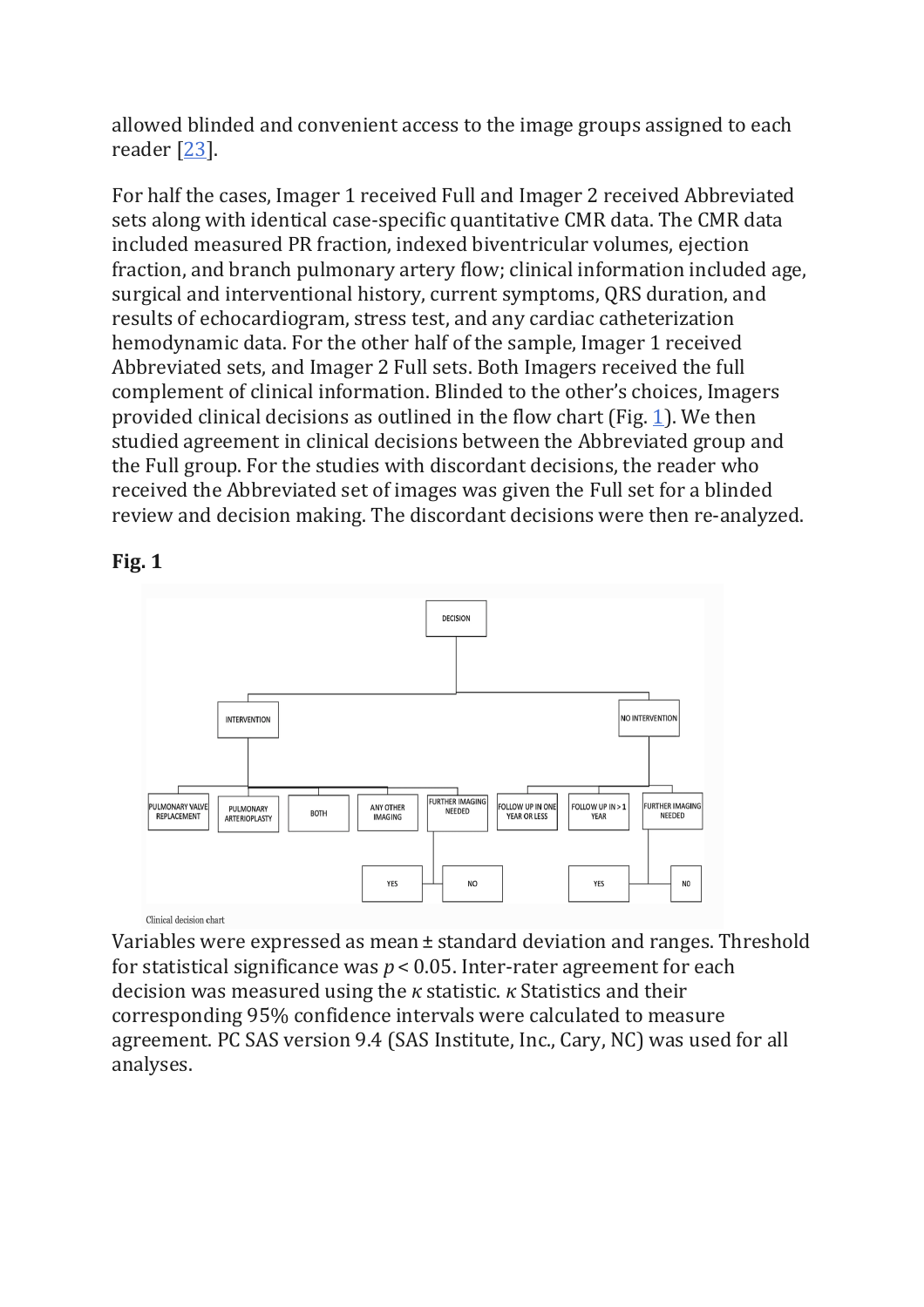allowed blinded and convenient access to the image groups assigned to each reader [23].

For half the cases, Imager 1 received Full and Imager 2 received Abbreviated sets along with identical case-specific quantitative CMR data. The CMR data included measured PR fraction, indexed biventricular volumes, ejection fraction, and branch pulmonary artery flow; clinical information included age, surgical and interventional history, current symptoms, QRS duration, and results of echocardiogram, stress test, and any cardiac catheterization hemodynamic data. For the other half of the sample, Imager 1 received Abbreviated sets, and Imager 2 Full sets. Both Imagers received the full complement of clinical information. Blinded to the other's choices, Imagers provided clinical decisions as outlined in the flow chart (Fig. 1). We then studied agreement in clinical decisions between the Abbreviated group and the Full group. For the studies with discordant decisions, the reader who received the Abbreviated set of images was given the Full set for a blinded review and decision making. The discordant decisions were then re-analyzed.

**Fig. 1**

DECISION

INTERVENTION

NO INTERVENTION

PULMONARY VALVE REPLACEMENT

PULMONARY ARTERIOPLASTY

BOTH

ANY OTHER IMAGING

FURTHER IMAGING NEEDED

FOLLOW UP IN ONE YEAR OR LESS

FOLLOW UP IN > 1 YEAR

FURTHER IMAGING NEEDED

YES

NO

YES

NO

Clinical decision chart

Variables were expressed as mean ± standard deviation and ranges. Threshold for statistical significance was $p < 0.05$. Inter-rater agreement for each decision was measured using the $\kappa$ statistic. $\kappa$ Statistics and their corresponding 95% confidence intervals were calculated to measure agreement. PC SAS version 9.4 (SAS Institute, Inc., Cary, NC) was used for all analyses.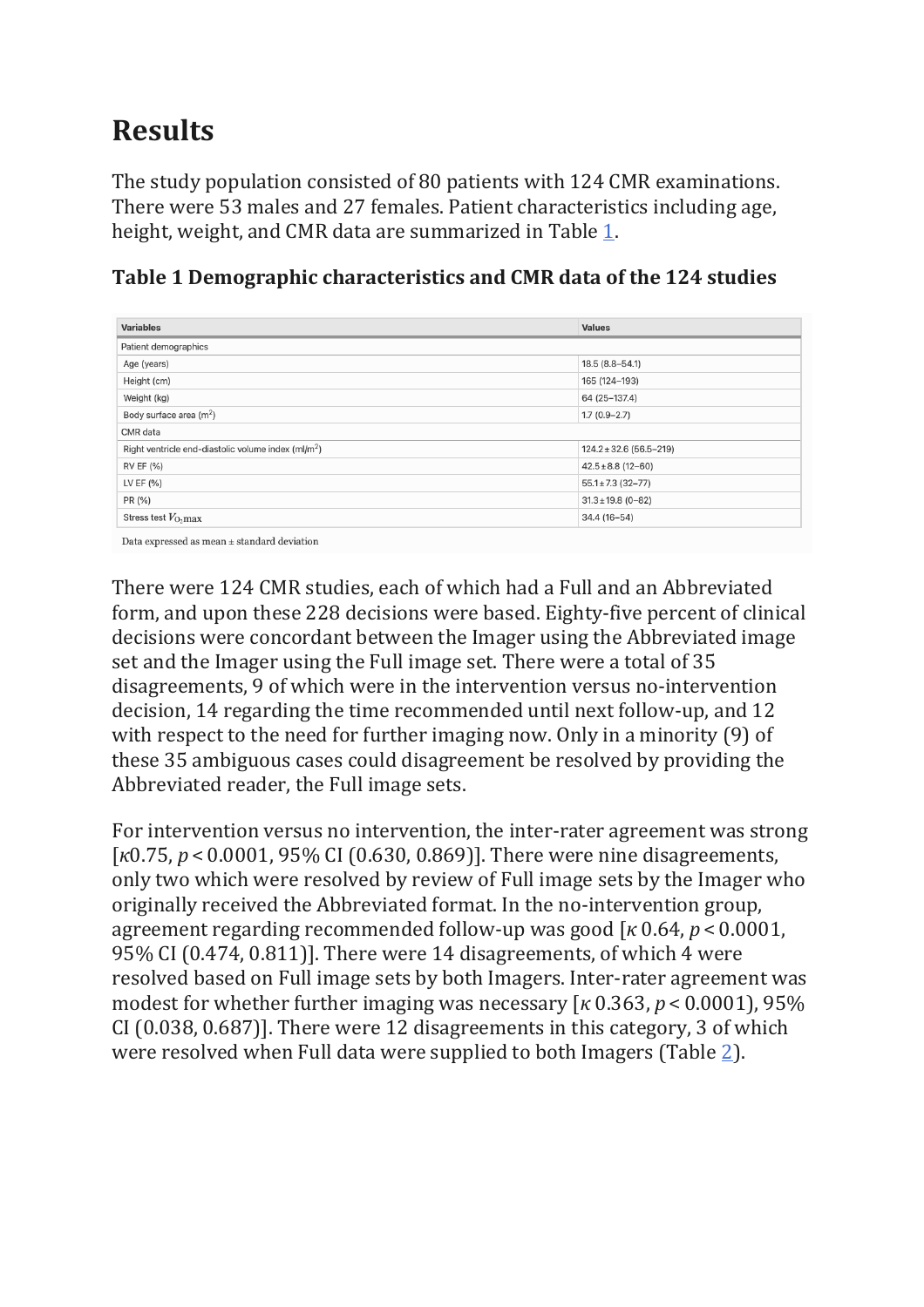# Results

The study population consisted of 80 patients with 124 CMR examinations. There were 53 males and 27 females. Patient characteristics including age, height, weight, and CMR data are summarized in Table 1.

**Table 1 Demographic characteristics and CMR data of the 124 studies**

| Variables | Values |
| --- | --- |
| Patient demographics | |
| Age (years) | 18.5 (8.8–54.1) |
| Height (cm) | 165 (124–193) |
| Weight (kg) | 64 (25–137.4) |
| Body surface area ($m^2$) | 1.7 (0.9–2.7) |
| CMR data | |
| Right ventricle end-diastolic volume index ($ml/m^2$) | 124.2 ± 32.6 (56.5–219) |
| RV EF (%) | 42.5 ± 8.8 (12–60) |
| LV EF (%) | 55.1 ± 7.3 (32–77) |
| PR (%) | 31.3 ± 19.8 (0–82) |
| Stress test $V_{O_2}max$ | 34.4 (16–54) |

Data expressed as mean ± standard deviation

There were 124 CMR studies, each of which had a Full and an Abbreviated form, and upon these 228 decisions were based. Eighty-five percent of clinical decisions were concordant between the Imager using the Abbreviated image set and the Imager using the Full image set. There were a total of 35 disagreements, 9 of which were in the intervention versus no-intervention decision, 14 regarding the time recommended until next follow-up, and 12 with respect to the need for further imaging now. Only in a minority (9) of these 35 ambiguous cases could disagreement be resolved by providing the Abbreviated reader, the Full image sets.

For intervention versus no intervention, the inter-rater agreement was strong [$\kappa$0.75, $p < 0.0001$, 95% CI (0.630, 0.869)]. There were nine disagreements, only two which were resolved by review of Full image sets by the Imager who originally received the Abbreviated format. In the no-intervention group, agreement regarding recommended follow-up was good [$\kappa$ 0.64, $p < 0.0001$, 95% CI (0.474, 0.811)]. There were 14 disagreements, of which 4 were resolved based on Full image sets by both Imagers. Inter-rater agreement was modest for whether further imaging was necessary [$\kappa$ 0.363, $p < 0.0001$), 95% CI (0.038, 0.687)]. There were 12 disagreements in this category, 3 of which were resolved when Full data were supplied to both Imagers (Table 2).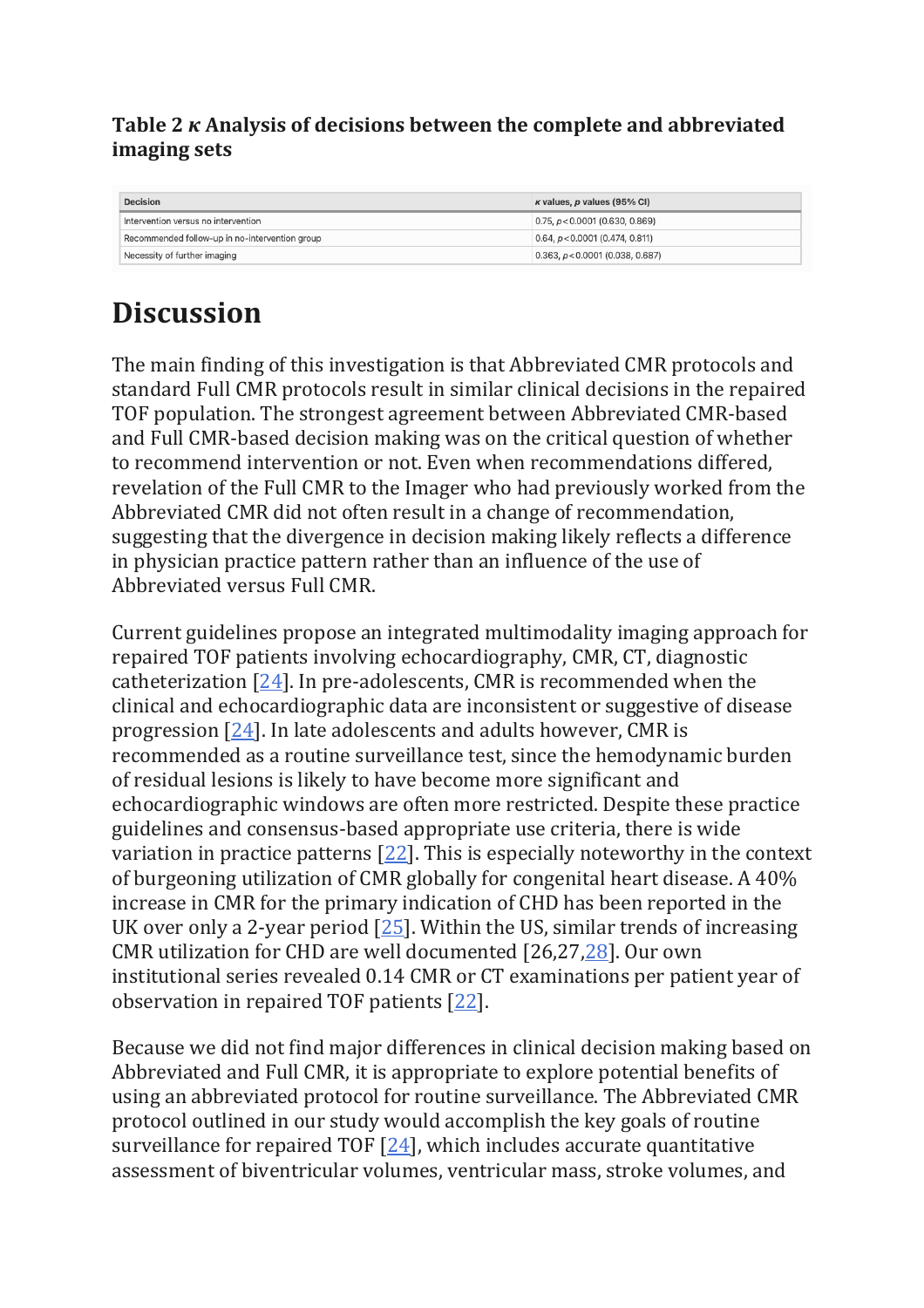**Table 2 $\kappa$ Analysis of decisions between the complete and abbreviated imaging sets**

| Decision | $\kappa$ values, $p$ values (95% CI) |
| --- | --- |
| Intervention versus no intervention | 0.75, $p < 0.0001$ (0.630, 0.869) |
| Recommended follow-up in no-intervention group | 0.64, $p < 0.0001$ (0.474, 0.811) |
| Necessity of further imaging | 0.363, $p < 0.0001$ (0.038, 0.687) |

# Discussion

The main finding of this investigation is that Abbreviated CMR protocols and standard Full CMR protocols result in similar clinical decisions in the repaired TOF population. The strongest agreement between Abbreviated CMR-based and Full CMR-based decision making was on the critical question of whether to recommend intervention or not. Even when recommendations differed, revelation of the Full CMR to the Imager who had previously worked from the Abbreviated CMR did not often result in a change of recommendation, suggesting that the divergence in decision making likely reflects a difference in physician practice pattern rather than an influence of the use of Abbreviated versus Full CMR.

Current guidelines propose an integrated multimodality imaging approach for repaired TOF patients involving echocardiography, CMR, CT, diagnostic catheterization [24]. In pre-adolescents, CMR is recommended when the clinical and echocardiographic data are inconsistent or suggestive of disease progression [24]. In late adolescents and adults however, CMR is recommended as a routine surveillance test, since the hemodynamic burden of residual lesions is likely to have become more significant and echocardiographic windows are often more restricted. Despite these practice guidelines and consensus-based appropriate use criteria, there is wide variation in practice patterns [22]. This is especially noteworthy in the context of burgeoning utilization of CMR globally for congenital heart disease. A 40% increase in CMR for the primary indication of CHD has been reported in the UK over only a 2-year period [25]. Within the US, similar trends of increasing CMR utilization for CHD are well documented [26,27,28]. Our own institutional series revealed 0.14 CMR or CT examinations per patient year of observation in repaired TOF patients [22].

Because we did not find major differences in clinical decision making based on Abbreviated and Full CMR, it is appropriate to explore potential benefits of using an abbreviated protocol for routine surveillance. The Abbreviated CMR protocol outlined in our study would accomplish the key goals of routine surveillance for repaired TOF [24], which includes accurate quantitative assessment of biventricular volumes, ventricular mass, stroke volumes, and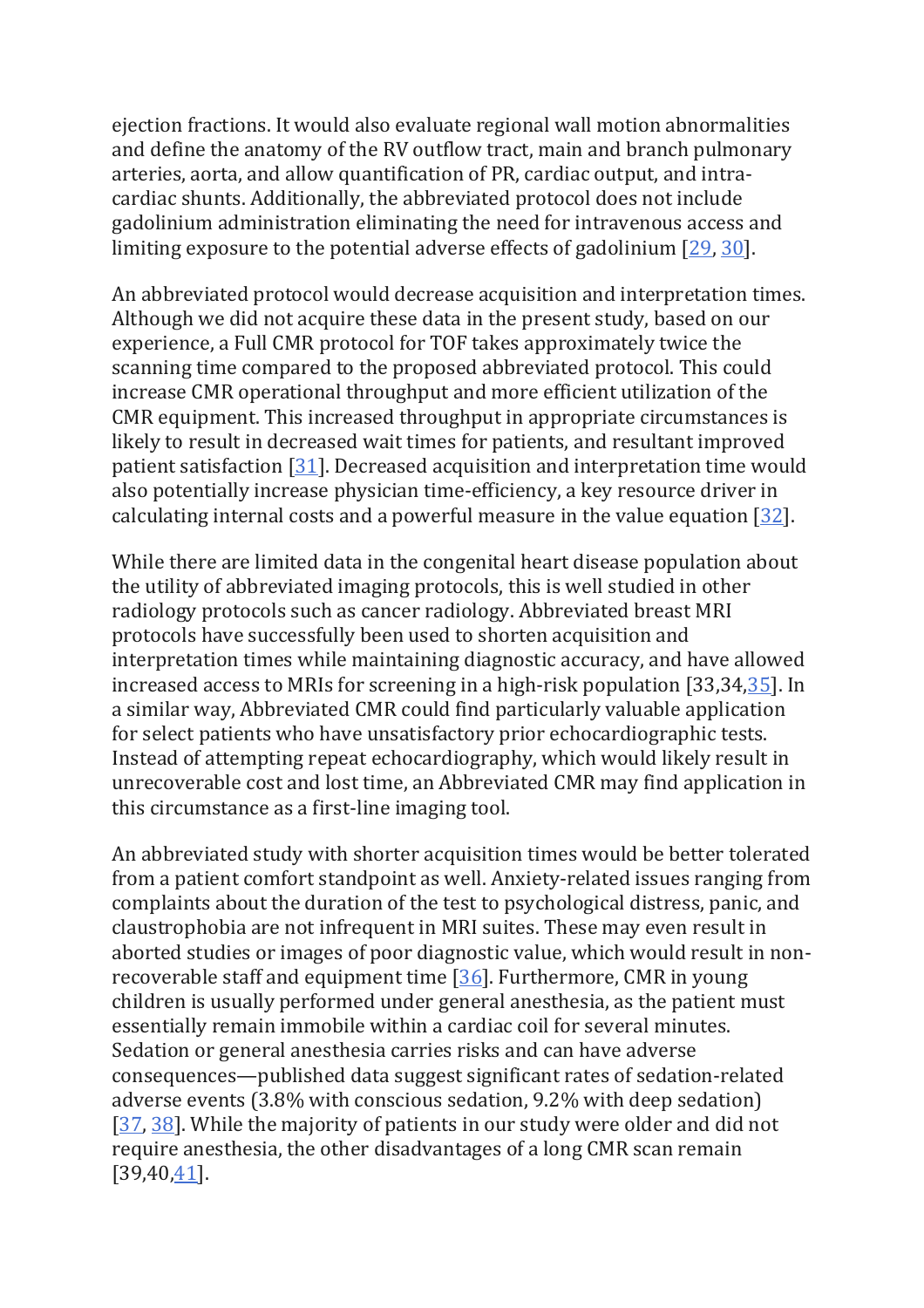ejection fractions. It would also evaluate regional wall motion abnormalities and define the anatomy of the RV outflow tract, main and branch pulmonary arteries, aorta, and allow quantification of PR, cardiac output, and intra-cardiac shunts. Additionally, the abbreviated protocol does not include gadolinium administration eliminating the need for intravenous access and limiting exposure to the potential adverse effects of gadolinium [29, 30].

An abbreviated protocol would decrease acquisition and interpretation times. Although we did not acquire these data in the present study, based on our experience, a Full CMR protocol for TOF takes approximately twice the scanning time compared to the proposed abbreviated protocol. This could increase CMR operational throughput and more efficient utilization of the CMR equipment. This increased throughput in appropriate circumstances is likely to result in decreased wait times for patients, and resultant improved patient satisfaction [31]. Decreased acquisition and interpretation time would also potentially increase physician time-efficiency, a key resource driver in calculating internal costs and a powerful measure in the value equation [32].

While there are limited data in the congenital heart disease population about the utility of abbreviated imaging protocols, this is well studied in other radiology protocols such as cancer radiology. Abbreviated breast MRI protocols have successfully been used to shorten acquisition and interpretation times while maintaining diagnostic accuracy, and have allowed increased access to MRIs for screening in a high-risk population [33,34,35]. In a similar way, Abbreviated CMR could find particularly valuable application for select patients who have unsatisfactory prior echocardiographic tests. Instead of attempting repeat echocardiography, which would likely result in unrecoverable cost and lost time, an Abbreviated CMR may find application in this circumstance as a first-line imaging tool.

An abbreviated study with shorter acquisition times would be better tolerated from a patient comfort standpoint as well. Anxiety-related issues ranging from complaints about the duration of the test to psychological distress, panic, and claustrophobia are not infrequent in MRI suites. These may even result in aborted studies or images of poor diagnostic value, which would result in non-recoverable staff and equipment time [36]. Furthermore, CMR in young children is usually performed under general anesthesia, as the patient must essentially remain immobile within a cardiac coil for several minutes. Sedation or general anesthesia carries risks and can have adverse consequences—published data suggest significant rates of sedation-related adverse events (3.8% with conscious sedation, 9.2% with deep sedation) [37, 38]. While the majority of patients in our study were older and did not require anesthesia, the other disadvantages of a long CMR scan remain [39,40,41].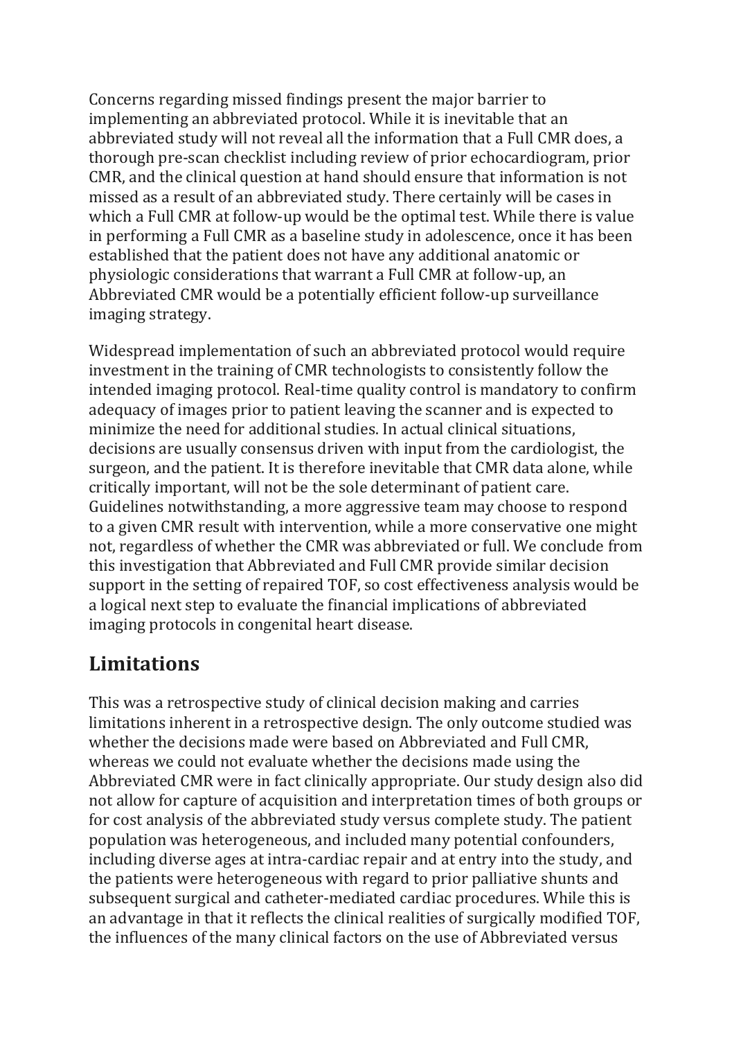Concerns regarding missed findings present the major barrier to implementing an abbreviated protocol. While it is inevitable that an abbreviated study will not reveal all the information that a Full CMR does, a thorough pre-scan checklist including review of prior echocardiogram, prior CMR, and the clinical question at hand should ensure that information is not missed as a result of an abbreviated study. There certainly will be cases in which a Full CMR at follow-up would be the optimal test. While there is value in performing a Full CMR as a baseline study in adolescence, once it has been established that the patient does not have any additional anatomic or physiologic considerations that warrant a Full CMR at follow-up, an Abbreviated CMR would be a potentially efficient follow-up surveillance imaging strategy.

Widespread implementation of such an abbreviated protocol would require investment in the training of CMR technologists to consistently follow the intended imaging protocol. Real-time quality control is mandatory to confirm adequacy of images prior to patient leaving the scanner and is expected to minimize the need for additional studies. In actual clinical situations, decisions are usually consensus driven with input from the cardiologist, the surgeon, and the patient. It is therefore inevitable that CMR data alone, while critically important, will not be the sole determinant of patient care. Guidelines notwithstanding, a more aggressive team may choose to respond to a given CMR result with intervention, while a more conservative one might not, regardless of whether the CMR was abbreviated or full. We conclude from this investigation that Abbreviated and Full CMR provide similar decision support in the setting of repaired TOF, so cost effectiveness analysis would be a logical next step to evaluate the financial implications of abbreviated imaging protocols in congenital heart disease.

## Limitations

This was a retrospective study of clinical decision making and carries limitations inherent in a retrospective design. The only outcome studied was whether the decisions made were based on Abbreviated and Full CMR, whereas we could not evaluate whether the decisions made using the Abbreviated CMR were in fact clinically appropriate. Our study design also did not allow for capture of acquisition and interpretation times of both groups or for cost analysis of the abbreviated study versus complete study. The patient population was heterogeneous, and included many potential confounders, including diverse ages at intra-cardiac repair and at entry into the study, and the patients were heterogeneous with regard to prior palliative shunts and subsequent surgical and catheter-mediated cardiac procedures. While this is an advantage in that it reflects the clinical realities of surgically modified TOF, the influences of the many clinical factors on the use of Abbreviated versus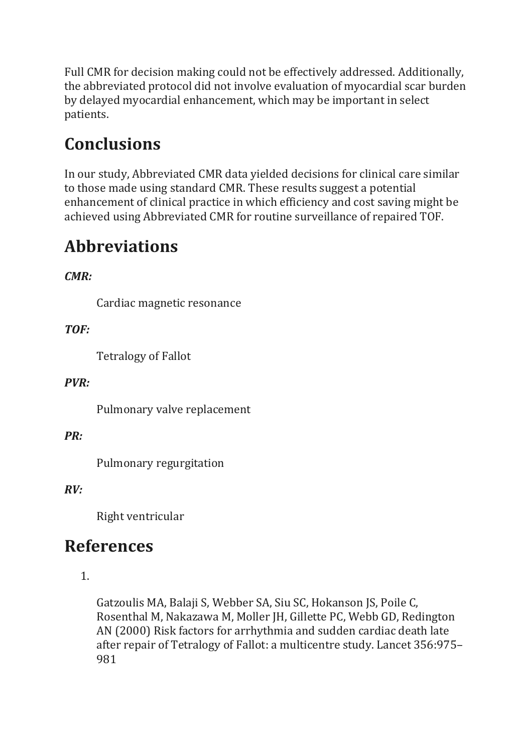Full CMR for decision making could not be effectively addressed. Additionally, the abbreviated protocol did not involve evaluation of myocardial scar burden by delayed myocardial enhancement, which may be important in select patients.

## Conclusions

In our study, Abbreviated CMR data yielded decisions for clinical care similar to those made using standard CMR. These results suggest a potential enhancement of clinical practice in which efficiency and cost saving might be achieved using Abbreviated CMR for routine surveillance of repaired TOF.

## Abbreviations

***CMR:***

Cardiac magnetic resonance

***TOF:***

Tetralogy of Fallot

***PVR:***

Pulmonary valve replacement

***PR:***

Pulmonary regurgitation

***RV:***

Right ventricular

## References

1. Gatzoulis MA, Balaji S, Webber SA, Siu SC, Hokanson JS, Poile C, Rosenthal M, Nakazawa M, Moller JH, Gillette PC, Webb GD, Redington AN (2000) Risk factors for arrhythmia and sudden cardiac death late after repair of Tetralogy of Fallot: a multicentre study. Lancet 356:975–981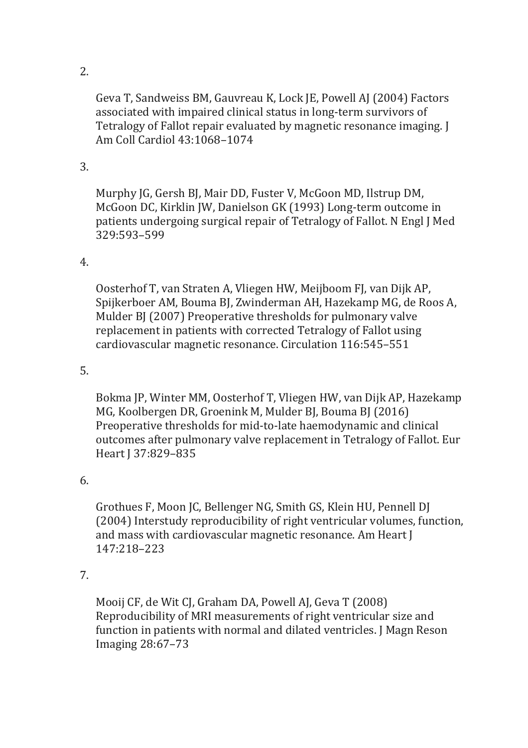2.

Geva T, Sandweiss BM, Gauvreau K, Lock JE, Powell AJ (2004) Factors associated with impaired clinical status in long-term survivors of Tetralogy of Fallot repair evaluated by magnetic resonance imaging. J Am Coll Cardiol 43:1068–1074

3.

Murphy JG, Gersh BJ, Mair DD, Fuster V, McGoon MD, Ilstrup DM, McGoon DC, Kirklin JW, Danielson GK (1993) Long-term outcome in patients undergoing surgical repair of Tetralogy of Fallot. N Engl J Med 329:593–599

4.

Oosterhof T, van Straten A, Vliegen HW, Meijboom FJ, van Dijk AP, Spijkerboer AM, Bouma BJ, Zwinderman AH, Hazekamp MG, de Roos A, Mulder BJ (2007) Preoperative thresholds for pulmonary valve replacement in patients with corrected Tetralogy of Fallot using cardiovascular magnetic resonance. Circulation 116:545–551

5.

Bokma JP, Winter MM, Oosterhof T, Vliegen HW, van Dijk AP, Hazekamp MG, Koolbergen DR, Groenink M, Mulder BJ, Bouma BJ (2016) Preoperative thresholds for mid-to-late haemodynamic and clinical outcomes after pulmonary valve replacement in Tetralogy of Fallot. Eur Heart J 37:829–835

6.

Grothues F, Moon JC, Bellenger NG, Smith GS, Klein HU, Pennell DJ (2004) Interstudy reproducibility of right ventricular volumes, function, and mass with cardiovascular magnetic resonance. Am Heart J 147:218–223

7.

Mooij CF, de Wit CJ, Graham DA, Powell AJ, Geva T (2008) Reproducibility of MRI measurements of right ventricular size and function in patients with normal and dilated ventricles. J Magn Reson Imaging 28:67–73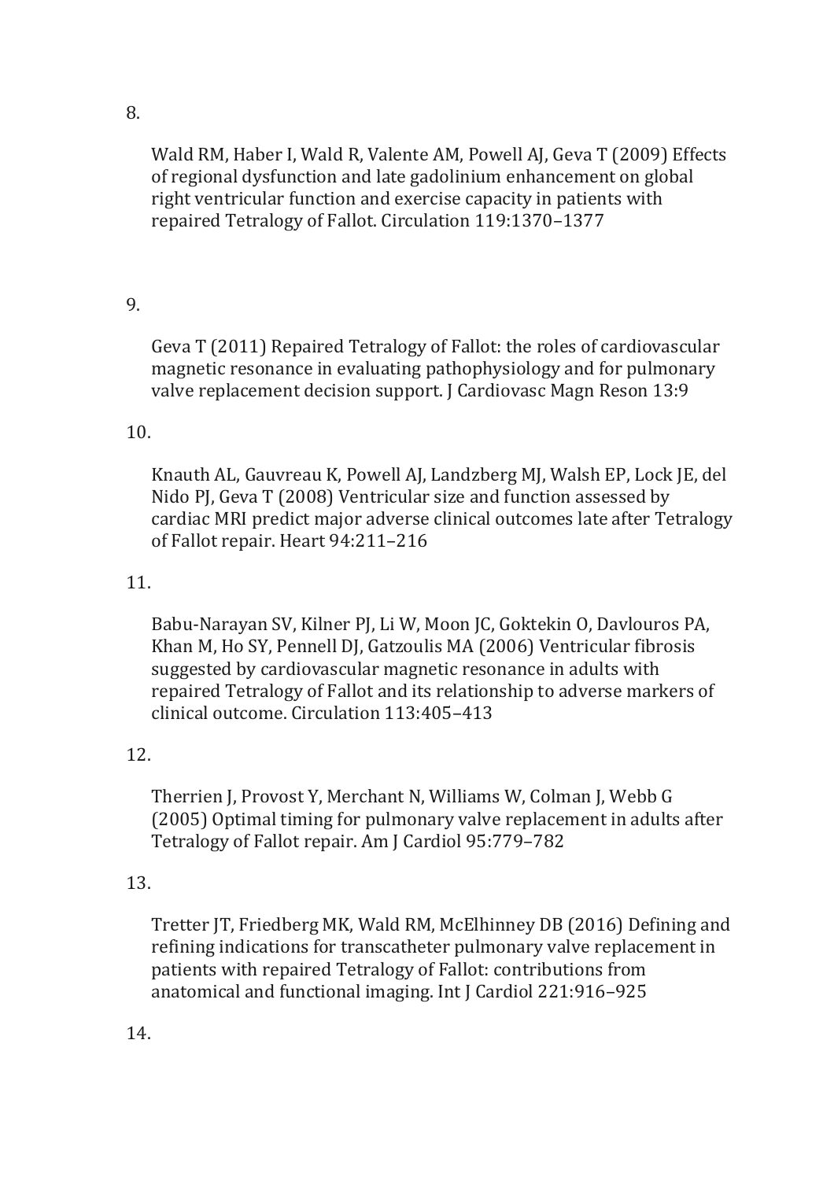8.

Wald RM, Haber I, Wald R, Valente AM, Powell AJ, Geva T (2009) Effects of regional dysfunction and late gadolinium enhancement on global right ventricular function and exercise capacity in patients with repaired Tetralogy of Fallot. Circulation 119:1370–1377

9.

Geva T (2011) Repaired Tetralogy of Fallot: the roles of cardiovascular magnetic resonance in evaluating pathophysiology and for pulmonary valve replacement decision support. J Cardiovasc Magn Reson 13:9

10.

Knauth AL, Gauvreau K, Powell AJ, Landzberg MJ, Walsh EP, Lock JE, del Nido PJ, Geva T (2008) Ventricular size and function assessed by cardiac MRI predict major adverse clinical outcomes late after Tetralogy of Fallot repair. Heart 94:211–216

11.

Babu-Narayan SV, Kilner PJ, Li W, Moon JC, Goktekin O, Davlouros PA, Khan M, Ho SY, Pennell DJ, Gatzoulis MA (2006) Ventricular fibrosis suggested by cardiovascular magnetic resonance in adults with repaired Tetralogy of Fallot and its relationship to adverse markers of clinical outcome. Circulation 113:405–413

12.

Therrien J, Provost Y, Merchant N, Williams W, Colman J, Webb G (2005) Optimal timing for pulmonary valve replacement in adults after Tetralogy of Fallot repair. Am J Cardiol 95:779–782

13.

Tretter JT, Friedberg MK, Wald RM, McElhinney DB (2016) Defining and refining indications for transcatheter pulmonary valve replacement in patients with repaired Tetralogy of Fallot: contributions from anatomical and functional imaging. Int J Cardiol 221:916–925

14.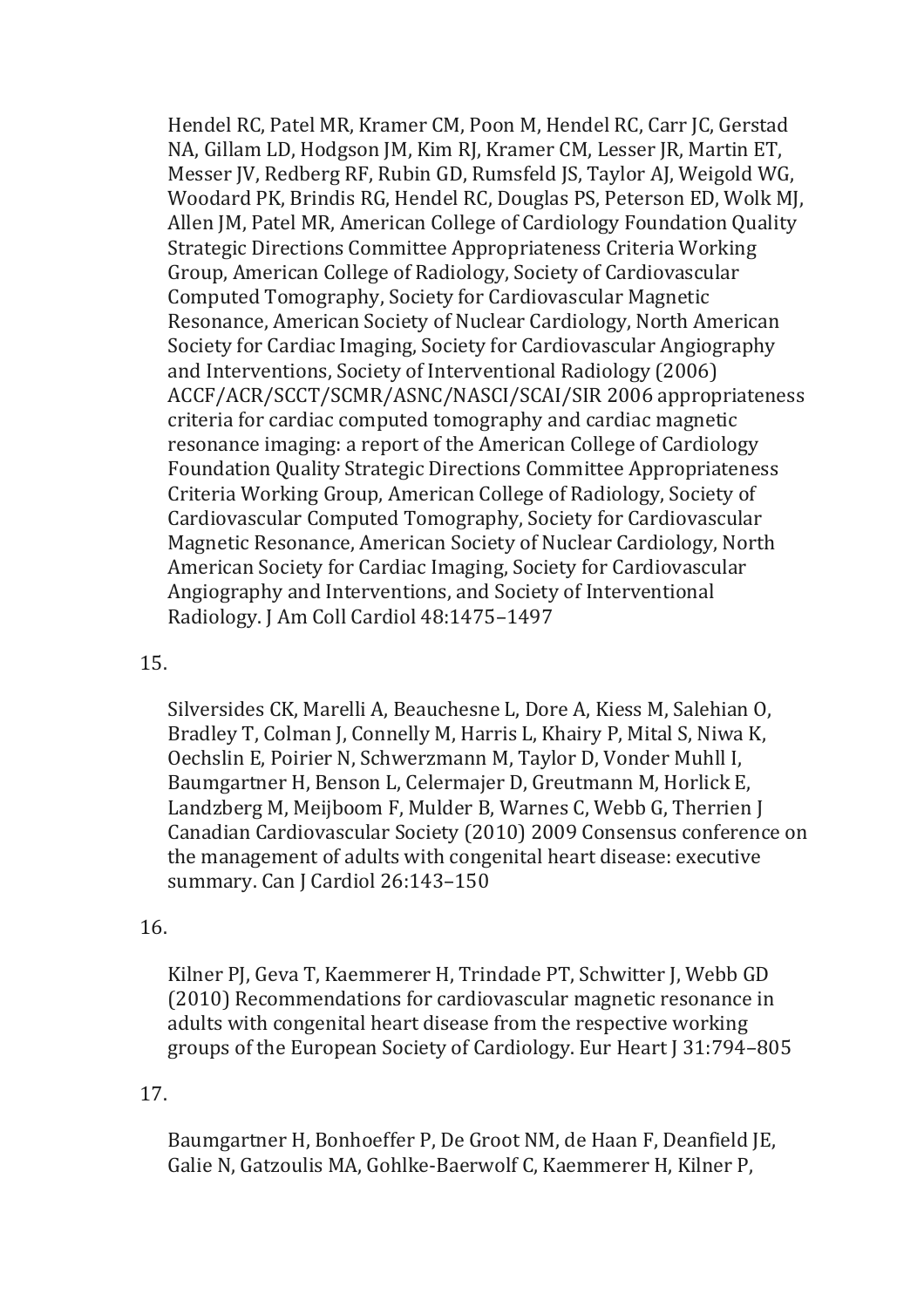Hendel RC, Patel MR, Kramer CM, Poon M, Hendel RC, Carr JC, Gerstad NA, Gillam LD, Hodgson JM, Kim RJ, Kramer CM, Lesser JR, Martin ET, Messer JV, Redberg RF, Rubin GD, Rumsfeld JS, Taylor AJ, Weigold WG, Woodard PK, Brindis RG, Hendel RC, Douglas PS, Peterson ED, Wolk MJ, Allen JM, Patel MR, American College of Cardiology Foundation Quality Strategic Directions Committee Appropriateness Criteria Working Group, American College of Radiology, Society of Cardiovascular Computed Tomography, Society for Cardiovascular Magnetic Resonance, American Society of Nuclear Cardiology, North American Society for Cardiac Imaging, Society for Cardiovascular Angiography and Interventions, Society of Interventional Radiology (2006) ACCF/ACR/SCCT/SCMR/ASNC/NASCI/SCAI/SIR 2006 appropriateness criteria for cardiac computed tomography and cardiac magnetic resonance imaging: a report of the American College of Cardiology Foundation Quality Strategic Directions Committee Appropriateness Criteria Working Group, American College of Radiology, Society of Cardiovascular Computed Tomography, Society for Cardiovascular Magnetic Resonance, American Society of Nuclear Cardiology, North American Society for Cardiac Imaging, Society for Cardiovascular Angiography and Interventions, and Society of Interventional Radiology. J Am Coll Cardiol 48:1475–1497

15.

Silversides CK, Marelli A, Beauchesne L, Dore A, Kiess M, Salehian O, Bradley T, Colman J, Connelly M, Harris L, Khairy P, Mital S, Niwa K, Oechslin E, Poirier N, Schwerzmann M, Taylor D, Vonder Muhll I, Baumgartner H, Benson L, Celermajer D, Greutmann M, Horlick E, Landzberg M, Meijboom F, Mulder B, Warnes C, Webb G, Therrien J Canadian Cardiovascular Society (2010) 2009 Consensus conference on the management of adults with congenital heart disease: executive summary. Can J Cardiol 26:143–150

16.

Kilner PJ, Geva T, Kaemmerer H, Trindade PT, Schwitter J, Webb GD (2010) Recommendations for cardiovascular magnetic resonance in adults with congenital heart disease from the respective working groups of the European Society of Cardiology. Eur Heart J 31:794–805

17.

Baumgartner H, Bonhoeffer P, De Groot NM, de Haan F, Deanfield JE, Galie N, Gatzoulis MA, Gohlke-Baerwolf C, Kaemmerer H, Kilner P,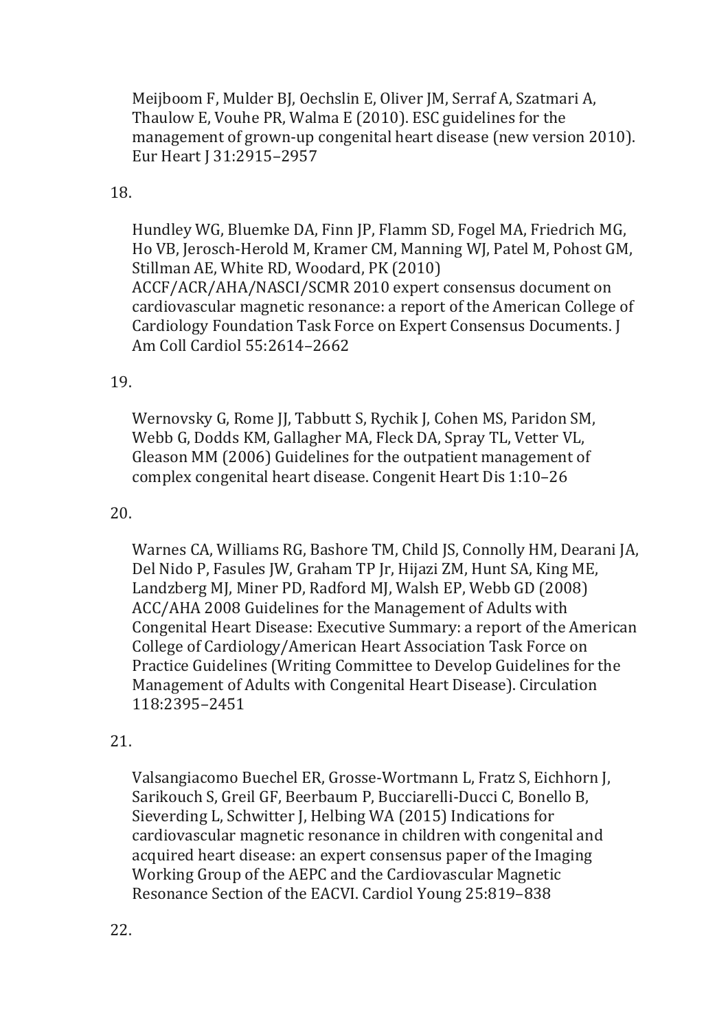Meijboom F, Mulder BJ, Oechslin E, Oliver JM, Serraf A, Szatmari A, Thaulow E, Vouhe PR, Walma E (2010). ESC guidelines for the management of grown-up congenital heart disease (new version 2010). Eur Heart J 31:2915–2957

18.

Hundley WG, Bluemke DA, Finn JP, Flamm SD, Fogel MA, Friedrich MG, Ho VB, Jerosch-Herold M, Kramer CM, Manning WJ, Patel M, Pohost GM, Stillman AE, White RD, Woodard, PK (2010) ACCF/ACR/AHA/NASCI/SCMR 2010 expert consensus document on cardiovascular magnetic resonance: a report of the American College of Cardiology Foundation Task Force on Expert Consensus Documents. J Am Coll Cardiol 55:2614–2662

19.

Wernovsky G, Rome JJ, Tabbutt S, Rychik J, Cohen MS, Paridon SM, Webb G, Dodds KM, Gallagher MA, Fleck DA, Spray TL, Vetter VL, Gleason MM (2006) Guidelines for the outpatient management of complex congenital heart disease. Congenit Heart Dis 1:10–26

20.

Warnes CA, Williams RG, Bashore TM, Child JS, Connolly HM, Dearani JA, Del Nido P, Fasules JW, Graham TP Jr, Hijazi ZM, Hunt SA, King ME, Landzberg MJ, Miner PD, Radford MJ, Walsh EP, Webb GD (2008) ACC/AHA 2008 Guidelines for the Management of Adults with Congenital Heart Disease: Executive Summary: a report of the American College of Cardiology/American Heart Association Task Force on Practice Guidelines (Writing Committee to Develop Guidelines for the Management of Adults with Congenital Heart Disease). Circulation 118:2395–2451

21.

Valsangiacomo Buechel ER, Grosse-Wortmann L, Fratz S, Eichhorn J, Sarikouch S, Greil GF, Beerbaum P, Bucciarelli-Ducci C, Bonello B, Sieverding L, Schwitter J, Helbing WA (2015) Indications for cardiovascular magnetic resonance in children with congenital and acquired heart disease: an expert consensus paper of the Imaging Working Group of the AEPC and the Cardiovascular Magnetic Resonance Section of the EACVI. Cardiol Young 25:819–838

22.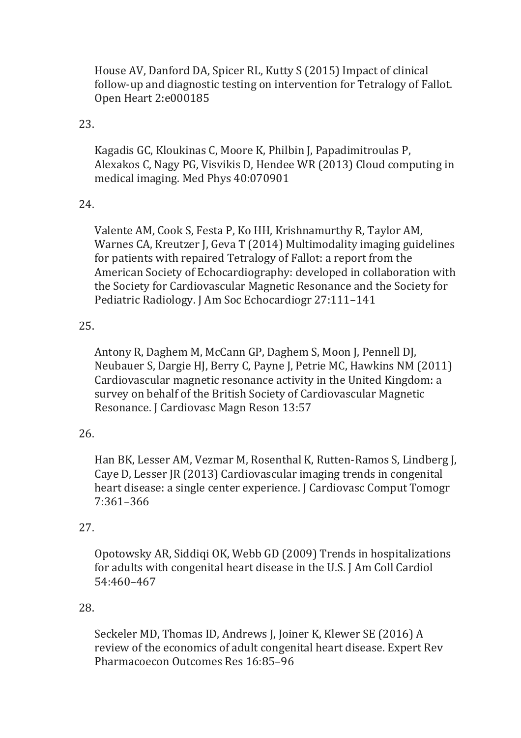House AV, Danford DA, Spicer RL, Kutty S (2015) Impact of clinical follow-up and diagnostic testing on intervention for Tetralogy of Fallot. Open Heart 2:e000185

23.

Kagadis GC, Kloukinas C, Moore K, Philbin J, Papadimitroulas P, Alexakos C, Nagy PG, Visvikis D, Hendee WR (2013) Cloud computing in medical imaging. Med Phys 40:070901

24.

Valente AM, Cook S, Festa P, Ko HH, Krishnamurthy R, Taylor AM, Warnes CA, Kreutzer J, Geva T (2014) Multimodality imaging guidelines for patients with repaired Tetralogy of Fallot: a report from the American Society of Echocardiography: developed in collaboration with the Society for Cardiovascular Magnetic Resonance and the Society for Pediatric Radiology. J Am Soc Echocardiogr 27:111–141

25.

Antony R, Daghem M, McCann GP, Daghem S, Moon J, Pennell DJ, Neubauer S, Dargie HJ, Berry C, Payne J, Petrie MC, Hawkins NM (2011) Cardiovascular magnetic resonance activity in the United Kingdom: a survey on behalf of the British Society of Cardiovascular Magnetic Resonance. J Cardiovasc Magn Reson 13:57

26.

Han BK, Lesser AM, Vezmar M, Rosenthal K, Rutten-Ramos S, Lindberg J, Caye D, Lesser JR (2013) Cardiovascular imaging trends in congenital heart disease: a single center experience. J Cardiovasc Comput Tomogr 7:361–366

27.

Opotowsky AR, Siddiqi OK, Webb GD (2009) Trends in hospitalizations for adults with congenital heart disease in the U.S. J Am Coll Cardiol 54:460–467

28.

Seckeler MD, Thomas ID, Andrews J, Joiner K, Klewer SE (2016) A review of the economics of adult congenital heart disease. Expert Rev Pharmacoecon Outcomes Res 16:85–96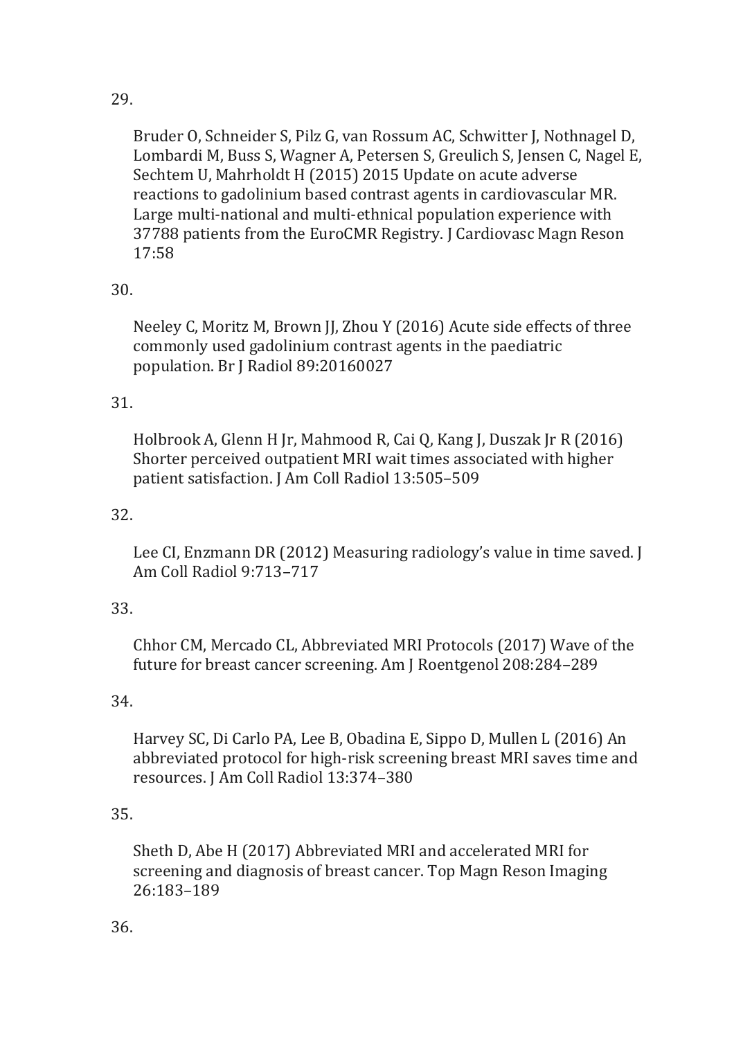29.

Bruder O, Schneider S, Pilz G, van Rossum AC, Schwitter J, Nothnagel D, Lombardi M, Buss S, Wagner A, Petersen S, Greulich S, Jensen C, Nagel E, Sechtem U, Mahrholdt H (2015) 2015 Update on acute adverse reactions to gadolinium based contrast agents in cardiovascular MR. Large multi-national and multi-ethnical population experience with 37788 patients from the EuroCMR Registry. J Cardiovasc Magn Reson 17:58

30.

Neeley C, Moritz M, Brown JJ, Zhou Y (2016) Acute side effects of three commonly used gadolinium contrast agents in the paediatric population. Br J Radiol 89:20160027

31.

Holbrook A, Glenn H Jr, Mahmood R, Cai Q, Kang J, Duszak Jr R (2016) Shorter perceived outpatient MRI wait times associated with higher patient satisfaction. J Am Coll Radiol 13:505–509

32.

Lee CI, Enzmann DR (2012) Measuring radiology's value in time saved. J Am Coll Radiol 9:713–717

33.

Chhor CM, Mercado CL, Abbreviated MRI Protocols (2017) Wave of the future for breast cancer screening. Am J Roentgenol 208:284–289

34.

Harvey SC, Di Carlo PA, Lee B, Obadina E, Sippo D, Mullen L (2016) An abbreviated protocol for high-risk screening breast MRI saves time and resources. J Am Coll Radiol 13:374–380

35.

Sheth D, Abe H (2017) Abbreviated MRI and accelerated MRI for screening and diagnosis of breast cancer. Top Magn Reson Imaging 26:183–189

36.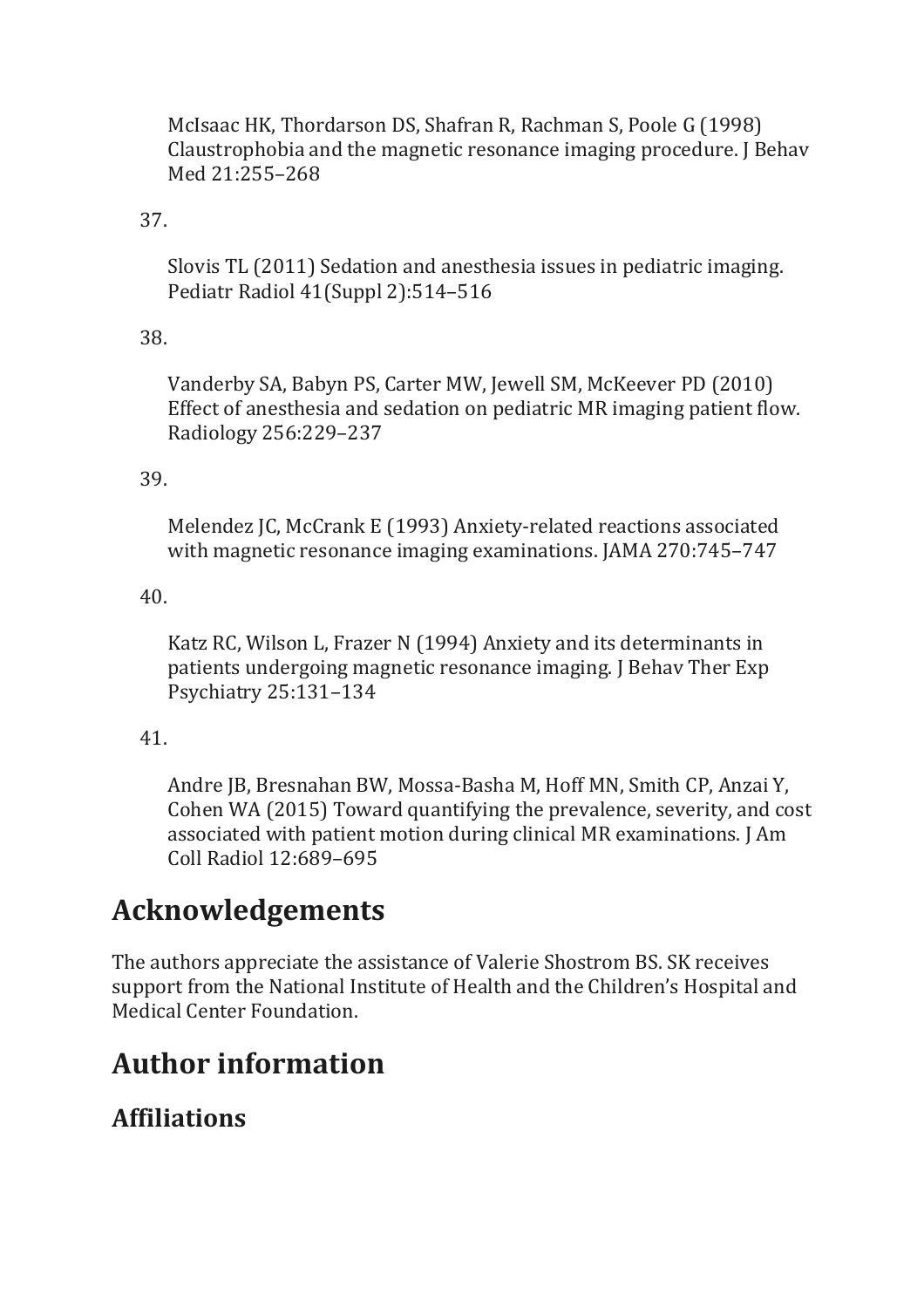McIsaac HK, Thordarson DS, Shafran R, Rachman S, Poole G (1998) Claustrophobia and the magnetic resonance imaging procedure. J Behav Med 21:255–268

37.

Slovis TL (2011) Sedation and anesthesia issues in pediatric imaging. Pediatr Radiol 41(Suppl 2):514–516

38.

Vanderby SA, Babyn PS, Carter MW, Jewell SM, McKeever PD (2010) Effect of anesthesia and sedation on pediatric MR imaging patient flow. Radiology 256:229–237

39.

Melendez JC, McCrank E (1993) Anxiety-related reactions associated with magnetic resonance imaging examinations. JAMA 270:745–747

40.

Katz RC, Wilson L, Frazer N (1994) Anxiety and its determinants in patients undergoing magnetic resonance imaging. J Behav Ther Exp Psychiatry 25:131–134

41.

Andre JB, Bresnahan BW, Mossa-Basha M, Hoff MN, Smith CP, Anzai Y, Cohen WA (2015) Toward quantifying the prevalence, severity, and cost associated with patient motion during clinical MR examinations. J Am Coll Radiol 12:689–695

## Acknowledgements

The authors appreciate the assistance of Valerie Shostrom BS. SK receives support from the National Institute of Health and the Children's Hospital and Medical Center Foundation.

## Author information

### Affiliations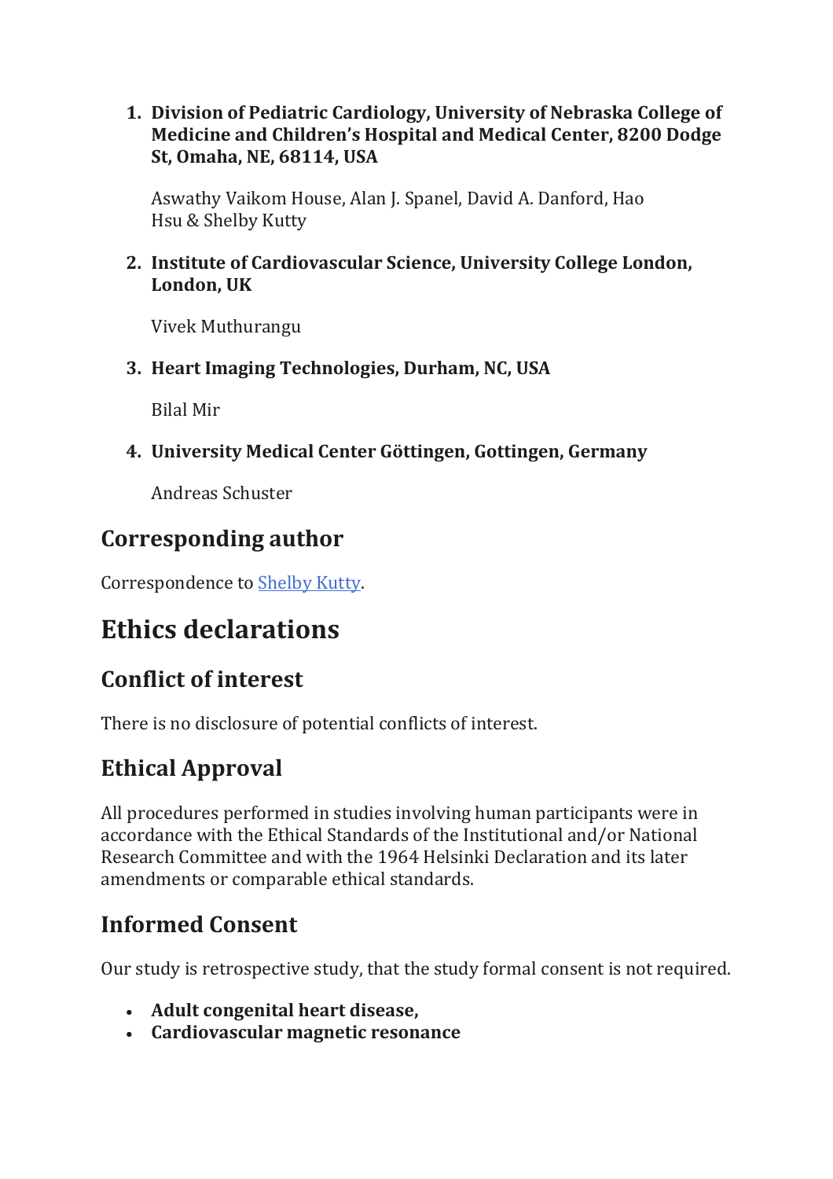1. **Division of Pediatric Cardiology, University of Nebraska College of Medicine and Children's Hospital and Medical Center, 8200 Dodge St, Omaha, NE, 68114, USA**

   Aswathy Vaikom House, Alan J. Spanel, David A. Danford, Hao Hsu & Shelby Kutty

2. **Institute of Cardiovascular Science, University College London, London, UK**

   Vivek Muthurangu

3. **Heart Imaging Technologies, Durham, NC, USA**

   Bilal Mir

4. **University Medical Center Göttingen, Gottingen, Germany**

   Andreas Schuster

## Corresponding author

Correspondence to Shelby Kutty.

# Ethics declarations

## Conflict of interest

There is no disclosure of potential conflicts of interest.

## Ethical Approval

All procedures performed in studies involving human participants were in accordance with the Ethical Standards of the Institutional and/or National Research Committee and with the 1964 Helsinki Declaration and its later amendments or comparable ethical standards.

## Informed Consent

Our study is retrospective study, that the study formal consent is not required.

- **Adult congenital heart disease,**
- **Cardiovascular magnetic resonance**